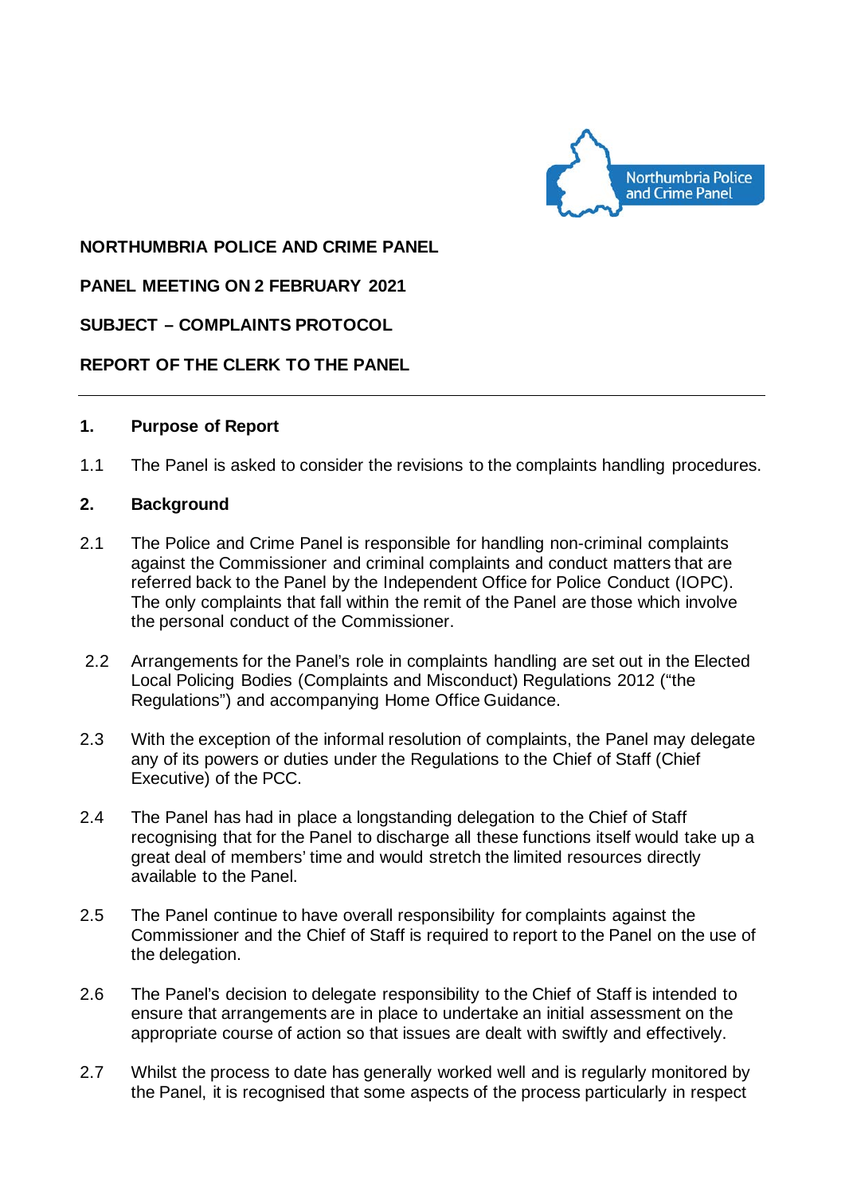Northumbria Police and Crime Panel

**NORTHUMBRIA POLICE AND CRIME PANEL**

**PANEL MEETING ON 2 FEBRUARY 2021**

**SUBJECT – COMPLAINTS PROTOCOL**

**REPORT OF THE CLERK TO THE PANEL**

---

## 1. Purpose of Report

1.1 The Panel is asked to consider the revisions to the complaints handling procedures.

## 2. Background

2.1 The Police and Crime Panel is responsible for handling non-criminal complaints against the Commissioner and criminal complaints and conduct matters that are referred back to the Panel by the Independent Office for Police Conduct (IOPC). The only complaints that fall within the remit of the Panel are those which involve the personal conduct of the Commissioner.

2.2 Arrangements for the Panel's role in complaints handling are set out in the Elected Local Policing Bodies (Complaints and Misconduct) Regulations 2012 ("the Regulations") and accompanying Home Office Guidance.

2.3 With the exception of the informal resolution of complaints, the Panel may delegate any of its powers or duties under the Regulations to the Chief of Staff (Chief Executive) of the PCC.

2.4 The Panel has had in place a longstanding delegation to the Chief of Staff recognising that for the Panel to discharge all these functions itself would take up a great deal of members' time and would stretch the limited resources directly available to the Panel.

2.5 The Panel continue to have overall responsibility for complaints against the Commissioner and the Chief of Staff is required to report to the Panel on the use of the delegation.

2.6 The Panel's decision to delegate responsibility to the Chief of Staff is intended to ensure that arrangements are in place to undertake an initial assessment on the appropriate course of action so that issues are dealt with swiftly and effectively.

2.7 Whilst the process to date has generally worked well and is regularly monitored by the Panel, it is recognised that some aspects of the process particularly in respect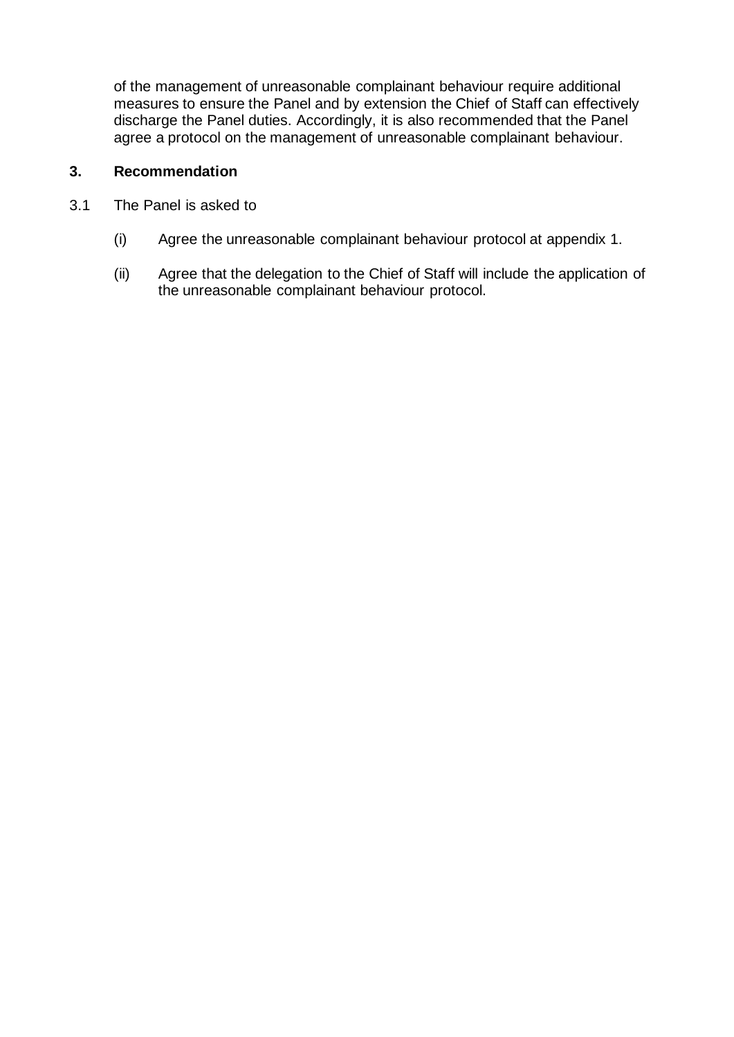of the management of unreasonable complainant behaviour require additional measures to ensure the Panel and by extension the Chief of Staff can effectively discharge the Panel duties. Accordingly, it is also recommended that the Panel agree a protocol on the management of unreasonable complainant behaviour.

## 3. Recommendation

3.1 The Panel is asked to

(i) Agree the unreasonable complainant behaviour protocol at appendix 1.

(ii) Agree that the delegation to the Chief of Staff will include the application of the unreasonable complainant behaviour protocol.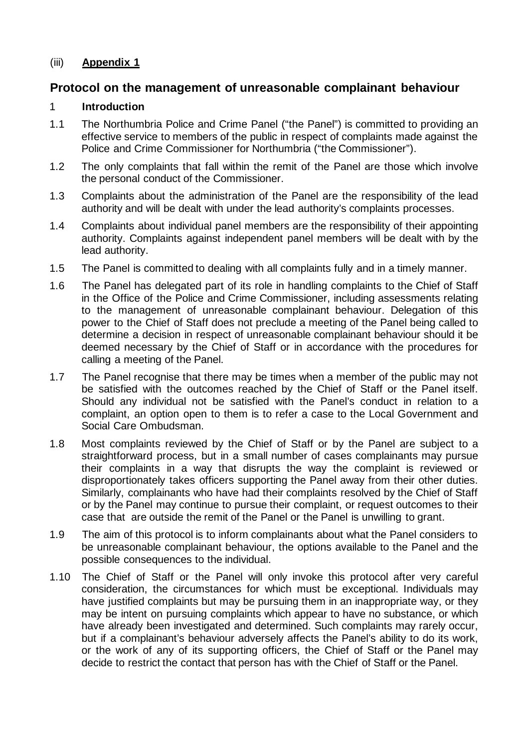(iii) **Appendix 1**

## Protocol on the management of unreasonable complainant behaviour

### 1 Introduction

1.1 The Northumbria Police and Crime Panel ("the Panel") is committed to providing an effective service to members of the public in respect of complaints made against the Police and Crime Commissioner for Northumbria ("the Commissioner").

1.2 The only complaints that fall within the remit of the Panel are those which involve the personal conduct of the Commissioner.

1.3 Complaints about the administration of the Panel are the responsibility of the lead authority and will be dealt with under the lead authority's complaints processes.

1.4 Complaints about individual panel members are the responsibility of their appointing authority. Complaints against independent panel members will be dealt with by the lead authority.

1.5 The Panel is committed to dealing with all complaints fully and in a timely manner.

1.6 The Panel has delegated part of its role in handling complaints to the Chief of Staff in the Office of the Police and Crime Commissioner, including assessments relating to the management of unreasonable complainant behaviour. Delegation of this power to the Chief of Staff does not preclude a meeting of the Panel being called to determine a decision in respect of unreasonable complainant behaviour should it be deemed necessary by the Chief of Staff or in accordance with the procedures for calling a meeting of the Panel.

1.7 The Panel recognise that there may be times when a member of the public may not be satisfied with the outcomes reached by the Chief of Staff or the Panel itself. Should any individual not be satisfied with the Panel's conduct in relation to a complaint, an option open to them is to refer a case to the Local Government and Social Care Ombudsman.

1.8 Most complaints reviewed by the Chief of Staff or by the Panel are subject to a straightforward process, but in a small number of cases complainants may pursue their complaints in a way that disrupts the way the complaint is reviewed or disproportionately takes officers supporting the Panel away from their other duties. Similarly, complainants who have had their complaints resolved by the Chief of Staff or by the Panel may continue to pursue their complaint, or request outcomes to their case that are outside the remit of the Panel or the Panel is unwilling to grant.

1.9 The aim of this protocol is to inform complainants about what the Panel considers to be unreasonable complainant behaviour, the options available to the Panel and the possible consequences to the individual.

1.10 The Chief of Staff or the Panel will only invoke this protocol after very careful consideration, the circumstances for which must be exceptional. Individuals may have justified complaints but may be pursuing them in an inappropriate way, or they may be intent on pursuing complaints which appear to have no substance, or which have already been investigated and determined. Such complaints may rarely occur, but if a complainant's behaviour adversely affects the Panel's ability to do its work, or the work of any of its supporting officers, the Chief of Staff or the Panel may decide to restrict the contact that person has with the Chief of Staff or the Panel.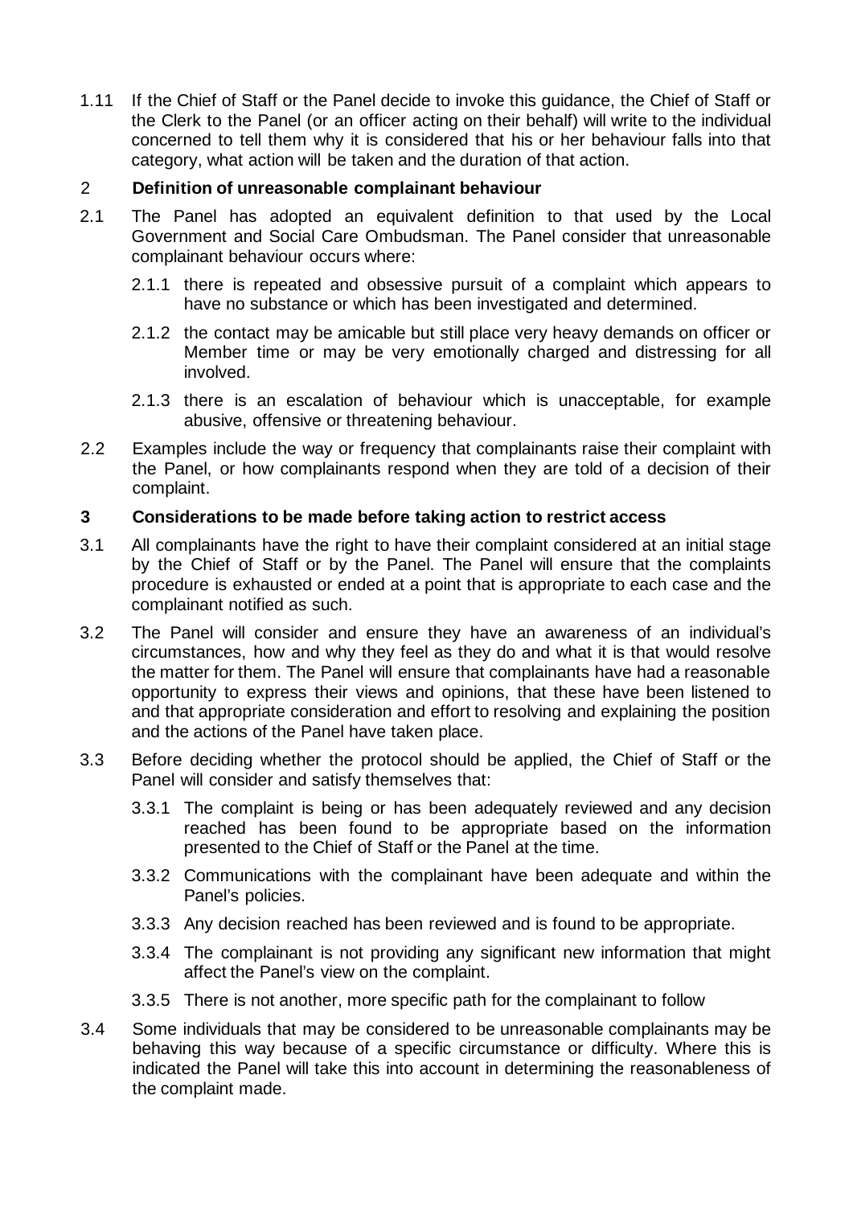1.11 If the Chief of Staff or the Panel decide to invoke this guidance, the Chief of Staff or the Clerk to the Panel (or an officer acting on their behalf) will write to the individual concerned to tell them why it is considered that his or her behaviour falls into that category, what action will be taken and the duration of that action.

## 2 Definition of unreasonable complainant behaviour

2.1 The Panel has adopted an equivalent definition to that used by the Local Government and Social Care Ombudsman. The Panel consider that unreasonable complainant behaviour occurs where:

2.1.1 there is repeated and obsessive pursuit of a complaint which appears to have no substance or which has been investigated and determined.

2.1.2 the contact may be amicable but still place very heavy demands on officer or Member time or may be very emotionally charged and distressing for all involved.

2.1.3 there is an escalation of behaviour which is unacceptable, for example abusive, offensive or threatening behaviour.

2.2 Examples include the way or frequency that complainants raise their complaint with the Panel, or how complainants respond when they are told of a decision of their complaint.

## 3 Considerations to be made before taking action to restrict access

3.1 All complainants have the right to have their complaint considered at an initial stage by the Chief of Staff or by the Panel. The Panel will ensure that the complaints procedure is exhausted or ended at a point that is appropriate to each case and the complainant notified as such.

3.2 The Panel will consider and ensure they have an awareness of an individual's circumstances, how and why they feel as they do and what it is that would resolve the matter for them. The Panel will ensure that complainants have had a reasonable opportunity to express their views and opinions, that these have been listened to and that appropriate consideration and effort to resolving and explaining the position and the actions of the Panel have taken place.

3.3 Before deciding whether the protocol should be applied, the Chief of Staff or the Panel will consider and satisfy themselves that:

3.3.1 The complaint is being or has been adequately reviewed and any decision reached has been found to be appropriate based on the information presented to the Chief of Staff or the Panel at the time.

3.3.2 Communications with the complainant have been adequate and within the Panel's policies.

3.3.3 Any decision reached has been reviewed and is found to be appropriate.

3.3.4 The complainant is not providing any significant new information that might affect the Panel's view on the complaint.

3.3.5 There is not another, more specific path for the complainant to follow

3.4 Some individuals that may be considered to be unreasonable complainants may be behaving this way because of a specific circumstance or difficulty. Where this is indicated the Panel will take this into account in determining the reasonableness of the complaint made.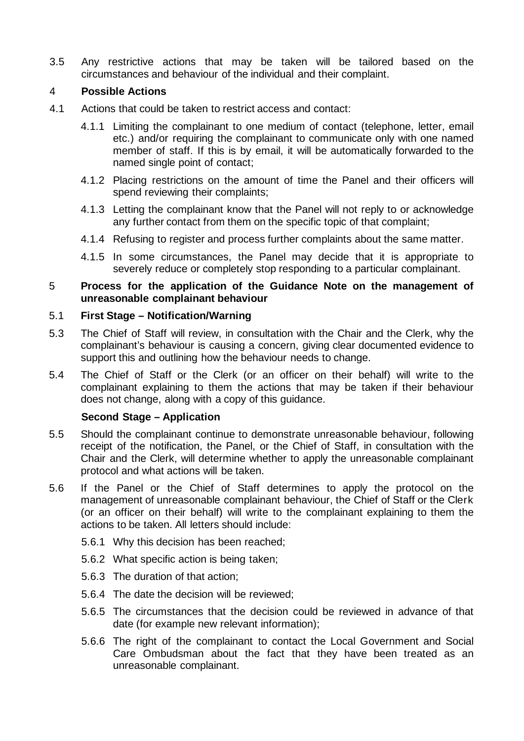3.5 Any restrictive actions that may be taken will be tailored based on the circumstances and behaviour of the individual and their complaint.

## 4 Possible Actions

4.1 Actions that could be taken to restrict access and contact:

- 4.1.1 Limiting the complainant to one medium of contact (telephone, letter, email etc.) and/or requiring the complainant to communicate only with one named member of staff. If this is by email, it will be automatically forwarded to the named single point of contact;
- 4.1.2 Placing restrictions on the amount of time the Panel and their officers will spend reviewing their complaints;
- 4.1.3 Letting the complainant know that the Panel will not reply to or acknowledge any further contact from them on the specific topic of that complaint;
- 4.1.4 Refusing to register and process further complaints about the same matter.
- 4.1.5 In some circumstances, the Panel may decide that it is appropriate to severely reduce or completely stop responding to a particular complainant.

## 5 Process for the application of the Guidance Note on the management of unreasonable complainant behaviour

### 5.1 First Stage – Notification/Warning

5.3 The Chief of Staff will review, in consultation with the Chair and the Clerk, why the complainant's behaviour is causing a concern, giving clear documented evidence to support this and outlining how the behaviour needs to change.

5.4 The Chief of Staff or the Clerk (or an officer on their behalf) will write to the complainant explaining to them the actions that may be taken if their behaviour does not change, along with a copy of this guidance.

### Second Stage – Application

5.5 Should the complainant continue to demonstrate unreasonable behaviour, following receipt of the notification, the Panel, or the Chief of Staff, in consultation with the Chair and the Clerk, will determine whether to apply the unreasonable complainant protocol and what actions will be taken.

5.6 If the Panel or the Chief of Staff determines to apply the protocol on the management of unreasonable complainant behaviour, the Chief of Staff or the Clerk (or an officer on their behalf) will write to the complainant explaining to them the actions to be taken. All letters should include:

- 5.6.1 Why this decision has been reached;
- 5.6.2 What specific action is being taken;
- 5.6.3 The duration of that action;
- 5.6.4 The date the decision will be reviewed;
- 5.6.5 The circumstances that the decision could be reviewed in advance of that date (for example new relevant information);
- 5.6.6 The right of the complainant to contact the Local Government and Social Care Ombudsman about the fact that they have been treated as an unreasonable complainant.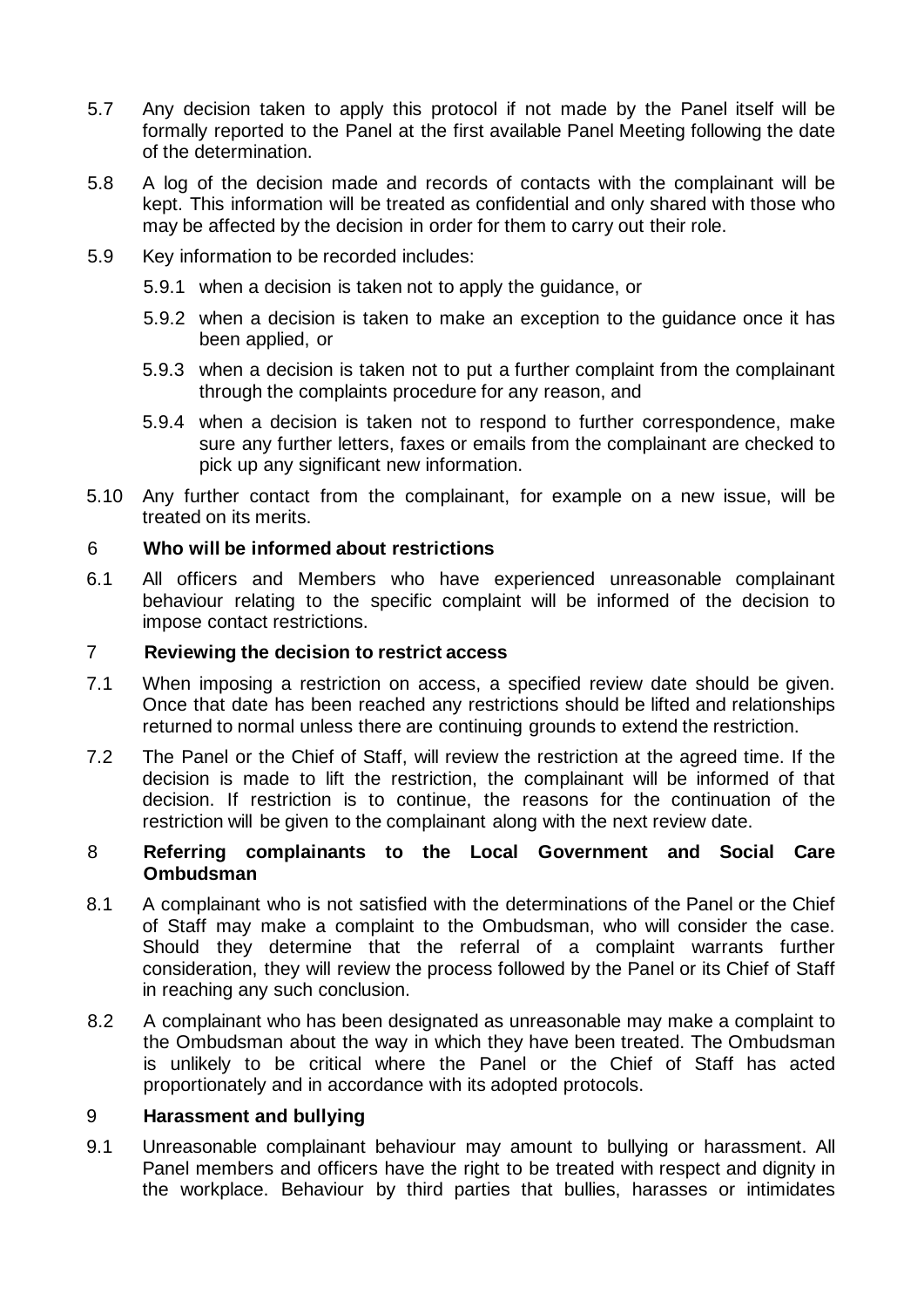5.7 Any decision taken to apply this protocol if not made by the Panel itself will be formally reported to the Panel at the first available Panel Meeting following the date of the determination.

5.8 A log of the decision made and records of contacts with the complainant will be kept. This information will be treated as confidential and only shared with those who may be affected by the decision in order for them to carry out their role.

5.9 Key information to be recorded includes:

5.9.1 when a decision is taken not to apply the guidance, or

5.9.2 when a decision is taken to make an exception to the guidance once it has been applied, or

5.9.3 when a decision is taken not to put a further complaint from the complainant through the complaints procedure for any reason, and

5.9.4 when a decision is taken not to respond to further correspondence, make sure any further letters, faxes or emails from the complainant are checked to pick up any significant new information.

5.10 Any further contact from the complainant, for example on a new issue, will be treated on its merits.

## 6 Who will be informed about restrictions

6.1 All officers and Members who have experienced unreasonable complainant behaviour relating to the specific complaint will be informed of the decision to impose contact restrictions.

## 7 Reviewing the decision to restrict access

7.1 When imposing a restriction on access, a specified review date should be given. Once that date has been reached any restrictions should be lifted and relationships returned to normal unless there are continuing grounds to extend the restriction.

7.2 The Panel or the Chief of Staff, will review the restriction at the agreed time. If the decision is made to lift the restriction, the complainant will be informed of that decision. If restriction is to continue, the reasons for the continuation of the restriction will be given to the complainant along with the next review date.

## 8 Referring complainants to the Local Government and Social Care Ombudsman

8.1 A complainant who is not satisfied with the determinations of the Panel or the Chief of Staff may make a complaint to the Ombudsman, who will consider the case. Should they determine that the referral of a complaint warrants further consideration, they will review the process followed by the Panel or its Chief of Staff in reaching any such conclusion.

8.2 A complainant who has been designated as unreasonable may make a complaint to the Ombudsman about the way in which they have been treated. The Ombudsman is unlikely to be critical where the Panel or the Chief of Staff has acted proportionately and in accordance with its adopted protocols.

## 9 Harassment and bullying

9.1 Unreasonable complainant behaviour may amount to bullying or harassment. All Panel members and officers have the right to be treated with respect and dignity in the workplace. Behaviour by third parties that bullies, harasses or intimidates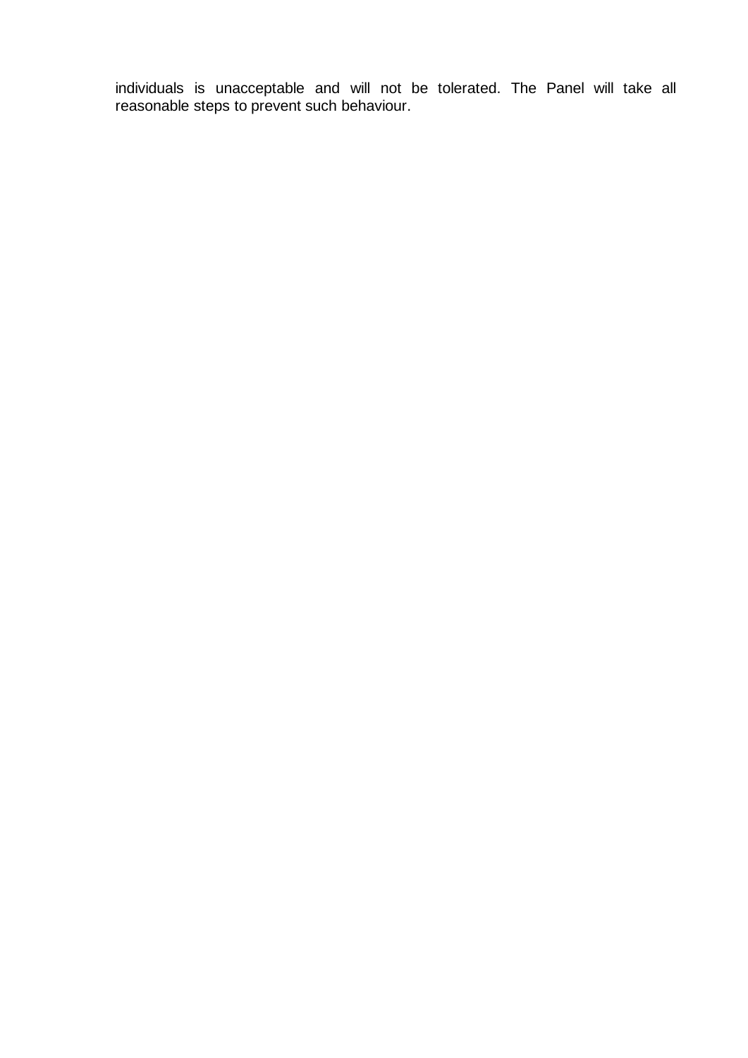individuals is unacceptable and will not be tolerated. The Panel will take all reasonable steps to prevent such behaviour.